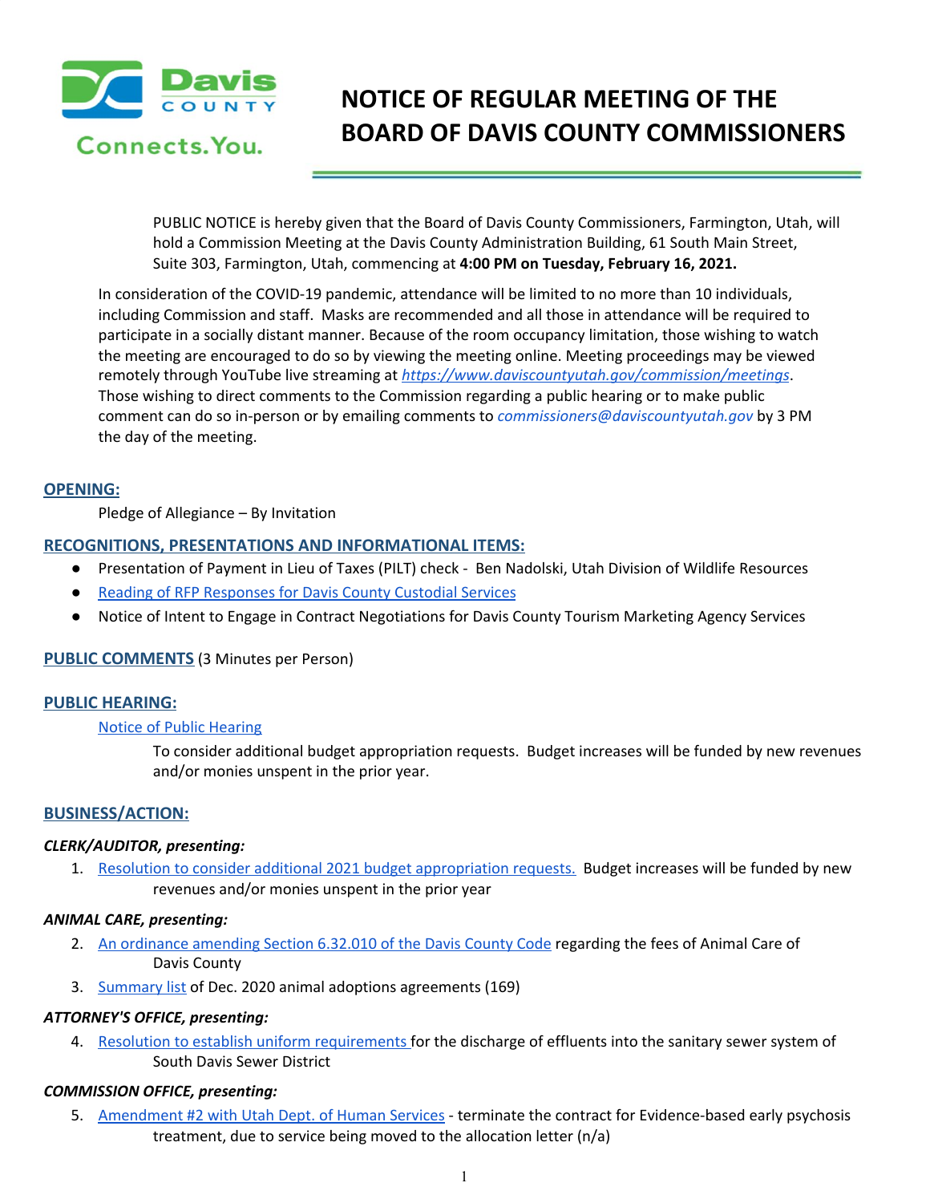# NOTICE OF REGULAR MEETING OF THE BOARD OF DAVIS COUNTY COMMISSIONERS

PUBLIC NOTICE is hereby given that the Board of Davis County Commissioners, Farmington, Utah, will hold a Commission Meeting at the Davis County Administration Building, 61 South Main Street, Suite 303, Farmington, Utah, commencing at **4:00 PM on Tuesday, February 16, 2021.**

In consideration of the COVID-19 pandemic, attendance will be limited to no more than 10 individuals, including Commission and staff. Masks are recommended and all those in attendance will be required to participate in a socially distant manner. Because of the room occupancy limitation, those wishing to watch the meeting are encouraged to do so by viewing the meeting online. Meeting proceedings may be viewed remotely through YouTube live streaming at *https://www.daviscountyutah.gov/commission/meetings*. Those wishing to direct comments to the Commission regarding a public hearing or to make public comment can do so in-person or by emailing comments to *commissioners@daviscountyutah.gov* by 3 PM the day of the meeting.

## OPENING:

Pledge of Allegiance – By Invitation

## RECOGNITIONS, PRESENTATIONS AND INFORMATIONAL ITEMS:

- Presentation of Payment in Lieu of Taxes (PILT) check - Ben Nadolski, Utah Division of Wildlife Resources
- Reading of RFP Responses for Davis County Custodial Services
- Notice of Intent to Engage in Contract Negotiations for Davis County Tourism Marketing Agency Services

## PUBLIC COMMENTS (3 Minutes per Person)

## PUBLIC HEARING:

Notice of Public Hearing

To consider additional budget appropriation requests. Budget increases will be funded by new revenues and/or monies unspent in the prior year.

## BUSINESS/ACTION:

### *CLERK/AUDITOR, presenting:*

1. Resolution to consider additional 2021 budget appropriation requests. Budget increases will be funded by new revenues and/or monies unspent in the prior year

### *ANIMAL CARE, presenting:*

2. An ordinance amending Section 6.32.010 of the Davis County Code regarding the fees of Animal Care of Davis County
3. Summary list of Dec. 2020 animal adoptions agreements (169)

### *ATTORNEY'S OFFICE, presenting:*

4. Resolution to establish uniform requirements for the discharge of effluents into the sanitary sewer system of South Davis Sewer District

### *COMMISSION OFFICE, presenting:*

5. Amendment #2 with Utah Dept. of Human Services - terminate the contract for Evidence-based early psychosis treatment, due to service being moved to the allocation letter (n/a)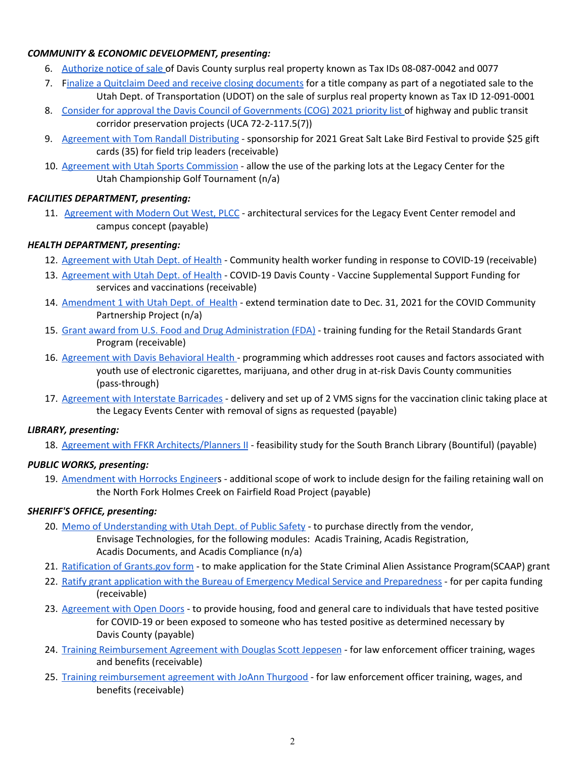***COMMUNITY & ECONOMIC DEVELOPMENT, presenting:***

6. Authorize notice of sale of Davis County surplus real property known as Tax IDs 08-087-0042 and 0077
7. Finalize a Quitclaim Deed and receive closing documents for a title company as part of a negotiated sale to the Utah Dept. of Transportation (UDOT) on the sale of surplus real property known as Tax ID 12-091-0001
8. Consider for approval the Davis Council of Governments (COG) 2021 priority list of highway and public transit corridor preservation projects (UCA 72-2-117.5(7))
9. Agreement with Tom Randall Distributing - sponsorship for 2021 Great Salt Lake Bird Festival to provide $25 gift cards (35) for field trip leaders (receivable)
10. Agreement with Utah Sports Commission - allow the use of the parking lots at the Legacy Center for the Utah Championship Golf Tournament (n/a)

***FACILITIES DEPARTMENT, presenting:***

11. Agreement with Modern Out West, PLCC - architectural services for the Legacy Event Center remodel and campus concept (payable)

***HEALTH DEPARTMENT, presenting:***

12. Agreement with Utah Dept. of Health - Community health worker funding in response to COVID-19 (receivable)
13. Agreement with Utah Dept. of Health - COVID-19 Davis County - Vaccine Supplemental Support Funding for services and vaccinations (receivable)
14. Amendment 1 with Utah Dept. of Health - extend termination date to Dec. 31, 2021 for the COVID Community Partnership Project (n/a)
15. Grant award from U.S. Food and Drug Administration (FDA) - training funding for the Retail Standards Grant Program (receivable)
16. Agreement with Davis Behavioral Health - programming which addresses root causes and factors associated with youth use of electronic cigarettes, marijuana, and other drug in at-risk Davis County communities (pass-through)
17. Agreement with Interstate Barricades - delivery and set up of 2 VMS signs for the vaccination clinic taking place at the Legacy Events Center with removal of signs as requested (payable)

***LIBRARY, presenting:***

18. Agreement with FFKR Architects/Planners II - feasibility study for the South Branch Library (Bountiful) (payable)

***PUBLIC WORKS, presenting:***

19. Amendment with Horrocks Engineers - additional scope of work to include design for the failing retaining wall on the North Fork Holmes Creek on Fairfield Road Project (payable)

***SHERIFF'S OFFICE, presenting:***

20. Memo of Understanding with Utah Dept. of Public Safety - to purchase directly from the vendor, Envisage Technologies, for the following modules: Acadis Training, Acadis Registration, Acadis Documents, and Acadis Compliance (n/a)
21. Ratification of Grants.gov form - to make application for the State Criminal Alien Assistance Program(SCAAP) grant
22. Ratify grant application with the Bureau of Emergency Medical Service and Preparedness - for per capita funding (receivable)
23. Agreement with Open Doors - to provide housing, food and general care to individuals that have tested positive for COVID-19 or been exposed to someone who has tested positive as determined necessary by Davis County (payable)
24. Training Reimbursement Agreement with Douglas Scott Jeppesen - for law enforcement officer training, wages and benefits (receivable)
25. Training reimbursement agreement with JoAnn Thurgood - for law enforcement officer training, wages, and benefits (receivable)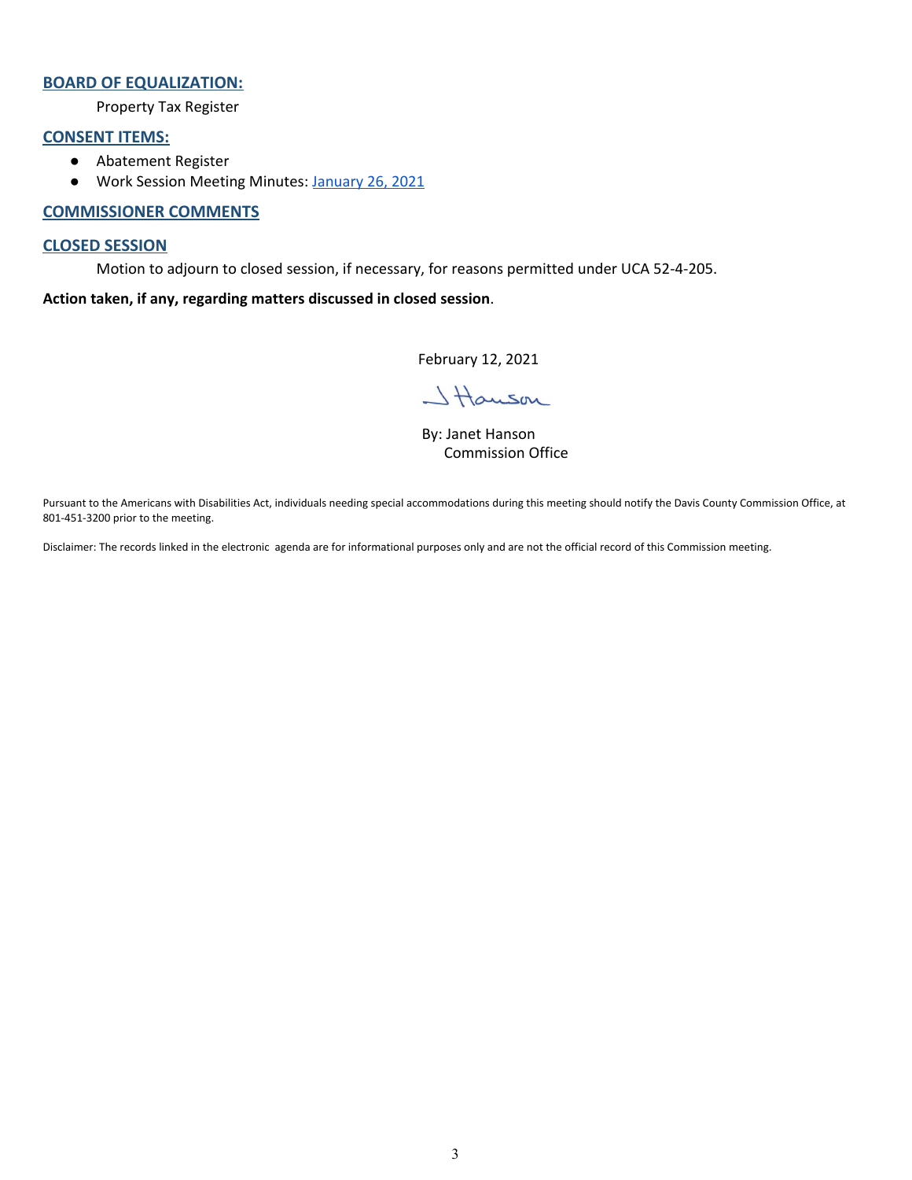## BOARD OF EQUALIZATION:

Property Tax Register

## CONSENT ITEMS:

- Abatement Register
- Work Session Meeting Minutes: January 26, 2021

## COMMISSIONER COMMENTS

## CLOSED SESSION

Motion to adjourn to closed session, if necessary, for reasons permitted under UCA 52-4-205.

**Action taken, if any, regarding matters discussed in closed session**.

February 12, 2021

J Hanson

By: Janet Hanson
Commission Office

Pursuant to the Americans with Disabilities Act, individuals needing special accommodations during this meeting should notify the Davis County Commission Office, at 801-451-3200 prior to the meeting.

Disclaimer: The records linked in the electronic agenda are for informational purposes only and are not the official record of this Commission meeting.